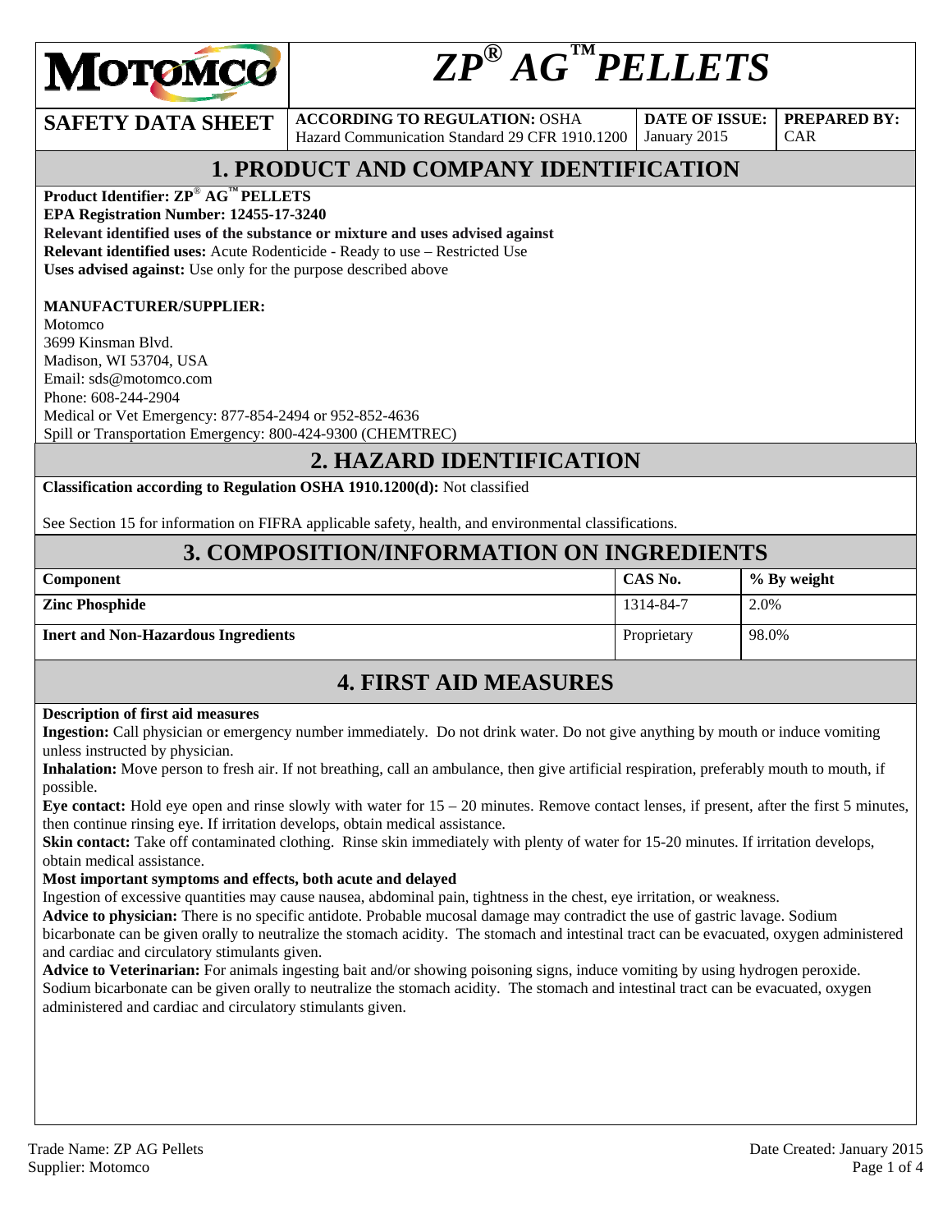# MOTOMCO

# *ZP® AG™ PELLETS*

| SAFETY DATA SHEET | ACCORDING TO REGULATION: OSHA Hazard Communication Standard 29 CFR 1910.1200 | DATE OF ISSUE: January 2015 | PREPARED BY: CAR |
|---|---|---|---|

## 1. PRODUCT AND COMPANY IDENTIFICATION

**Product Identifier: ZP® AG™ PELLETS**
**EPA Registration Number: 12455-17-3240**
**Relevant identified uses of the substance or mixture and uses advised against**
**Relevant identified uses:** Acute Rodenticide - Ready to use – Restricted Use
**Uses advised against:** Use only for the purpose described above

**MANUFACTURER/SUPPLIER:**
Motomco
3699 Kinsman Blvd.
Madison, WI 53704, USA
Email: sds@motomco.com
Phone: 608-244-2904
Medical or Vet Emergency: 877-854-2494 or 952-852-4636
Spill or Transportation Emergency: 800-424-9300 (CHEMTREC)

## 2. HAZARD IDENTIFICATION

**Classification according to Regulation OSHA 1910.1200(d):** Not classified

See Section 15 for information on FIFRA applicable safety, health, and environmental classifications.

## 3. COMPOSITION/INFORMATION ON INGREDIENTS

| Component | CAS No. | % By weight |
|---|---|---|
| **Zinc Phosphide** | 1314-84-7 | 2.0% |
| **Inert and Non-Hazardous Ingredients** | Proprietary | 98.0% |

## 4. FIRST AID MEASURES

**Description of first aid measures**
**Ingestion:** Call physician or emergency number immediately. Do not drink water. Do not give anything by mouth or induce vomiting unless instructed by physician.
**Inhalation:** Move person to fresh air. If not breathing, call an ambulance, then give artificial respiration, preferably mouth to mouth, if possible.
**Eye contact:** Hold eye open and rinse slowly with water for 15 – 20 minutes. Remove contact lenses, if present, after the first 5 minutes, then continue rinsing eye. If irritation develops, obtain medical assistance.
**Skin contact:** Take off contaminated clothing. Rinse skin immediately with plenty of water for 15-20 minutes. If irritation develops, obtain medical assistance.
**Most important symptoms and effects, both acute and delayed**
Ingestion of excessive quantities may cause nausea, abdominal pain, tightness in the chest, eye irritation, or weakness.
**Advice to physician:** There is no specific antidote. Probable mucosal damage may contradict the use of gastric lavage. Sodium bicarbonate can be given orally to neutralize the stomach acidity. The stomach and intestinal tract can be evacuated, oxygen administered and cardiac and circulatory stimulants given.
**Advice to Veterinarian:** For animals ingesting bait and/or showing poisoning signs, induce vomiting by using hydrogen peroxide. Sodium bicarbonate can be given orally to neutralize the stomach acidity. The stomach and intestinal tract can be evacuated, oxygen administered and cardiac and circulatory stimulants given.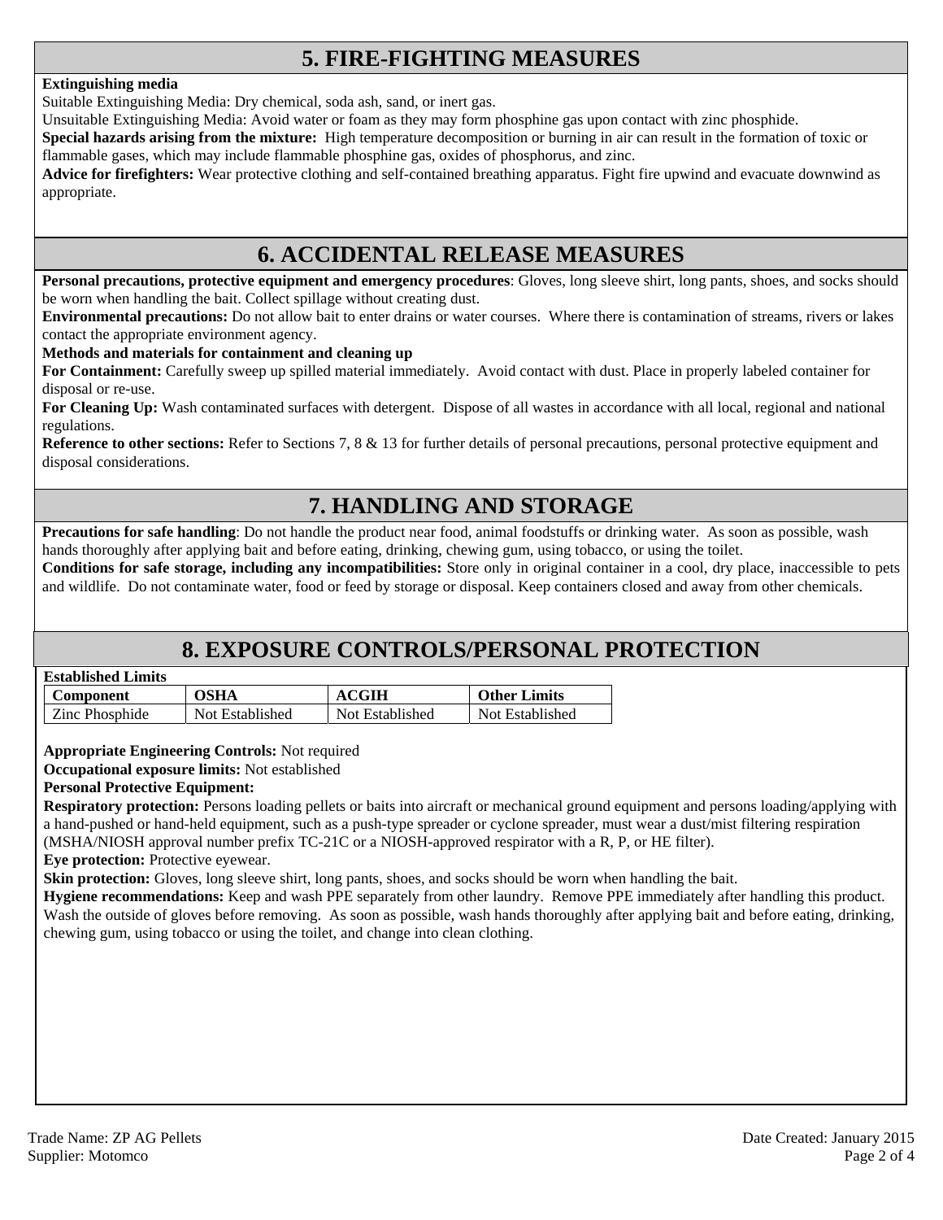## 5. FIRE-FIGHTING MEASURES

**Extinguishing media**

Suitable Extinguishing Media: Dry chemical, soda ash, sand, or inert gas.

Unsuitable Extinguishing Media: Avoid water or foam as they may form phosphine gas upon contact with zinc phosphide.

**Special hazards arising from the mixture:** High temperature decomposition or burning in air can result in the formation of toxic or flammable gases, which may include flammable phosphine gas, oxides of phosphorus, and zinc.

**Advice for firefighters:** Wear protective clothing and self-contained breathing apparatus. Fight fire upwind and evacuate downwind as appropriate.

## 6. ACCIDENTAL RELEASE MEASURES

**Personal precautions, protective equipment and emergency procedures**: Gloves, long sleeve shirt, long pants, shoes, and socks should be worn when handling the bait. Collect spillage without creating dust.

**Environmental precautions:** Do not allow bait to enter drains or water courses. Where there is contamination of streams, rivers or lakes contact the appropriate environment agency.

**Methods and materials for containment and cleaning up**

**For Containment:** Carefully sweep up spilled material immediately. Avoid contact with dust. Place in properly labeled container for disposal or re-use.

**For Cleaning Up:** Wash contaminated surfaces with detergent. Dispose of all wastes in accordance with all local, regional and national regulations.

**Reference to other sections:** Refer to Sections 7, 8 & 13 for further details of personal precautions, personal protective equipment and disposal considerations.

## 7. HANDLING AND STORAGE

**Precautions for safe handling**: Do not handle the product near food, animal foodstuffs or drinking water. As soon as possible, wash hands thoroughly after applying bait and before eating, drinking, chewing gum, using tobacco, or using the toilet.

**Conditions for safe storage, including any incompatibilities:** Store only in original container in a cool, dry place, inaccessible to pets and wildlife. Do not contaminate water, food or feed by storage or disposal. Keep containers closed and away from other chemicals.

## 8. EXPOSURE CONTROLS/PERSONAL PROTECTION

**Established Limits**

| Component | OSHA | ACGIH | Other Limits |
|---|---|---|---|
| Zinc Phosphide | Not Established | Not Established | Not Established |

**Appropriate Engineering Controls:** Not required

**Occupational exposure limits:** Not established

**Personal Protective Equipment:**

**Respiratory protection:** Persons loading pellets or baits into aircraft or mechanical ground equipment and persons loading/applying with a hand-pushed or hand-held equipment, such as a push-type spreader or cyclone spreader, must wear a dust/mist filtering respiration (MSHA/NIOSH approval number prefix TC-21C or a NIOSH-approved respirator with a R, P, or HE filter).

**Eye protection:** Protective eyewear.

**Skin protection:** Gloves, long sleeve shirt, long pants, shoes, and socks should be worn when handling the bait.

**Hygiene recommendations:** Keep and wash PPE separately from other laundry. Remove PPE immediately after handling this product. Wash the outside of gloves before removing. As soon as possible, wash hands thoroughly after applying bait and before eating, drinking, chewing gum, using tobacco or using the toilet, and change into clean clothing.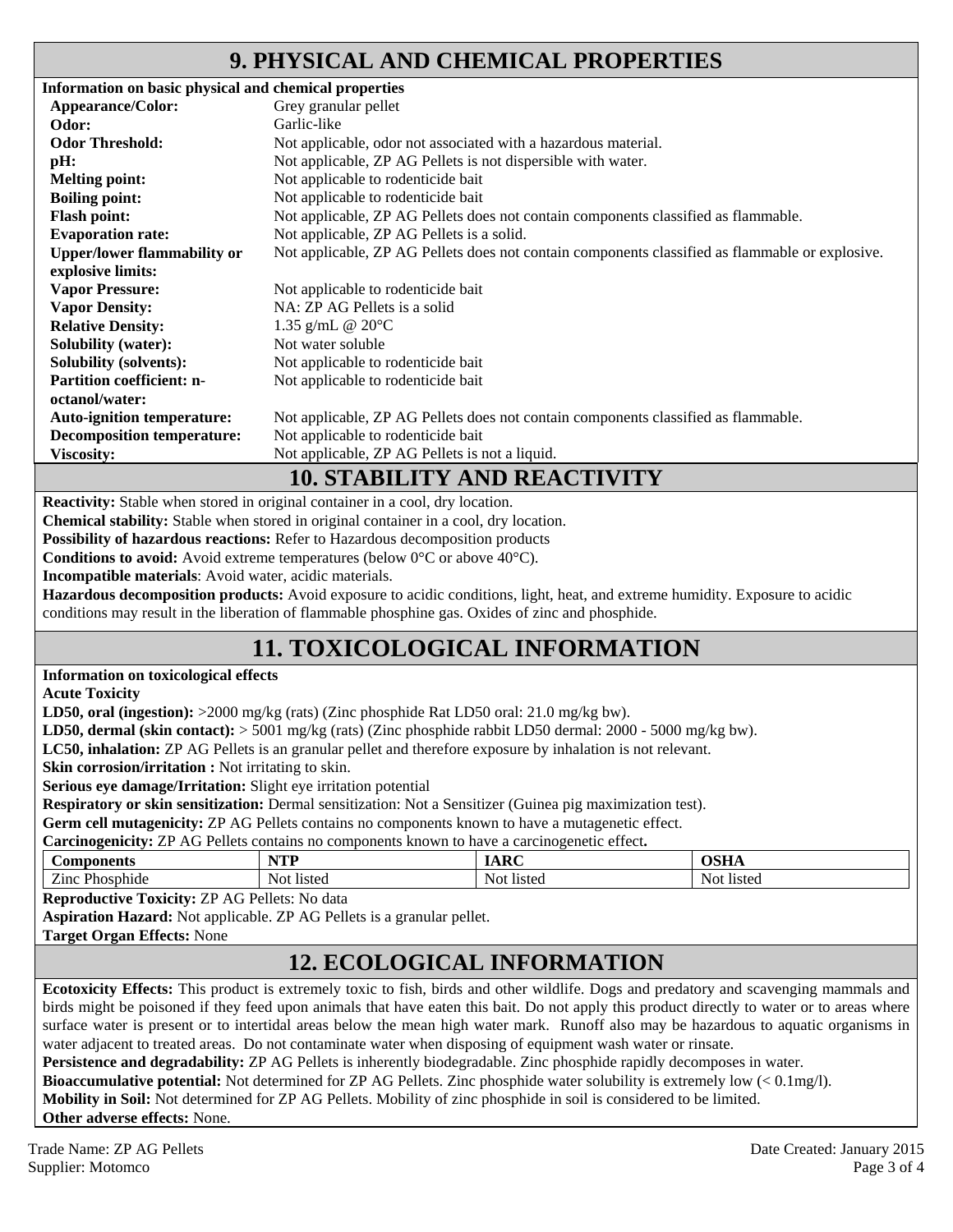## 9. PHYSICAL AND CHEMICAL PROPERTIES

**Information on basic physical and chemical properties**

| | |
|---|---|
| **Appearance/Color:** | Grey granular pellet |
| **Odor:** | Garlic-like |
| **Odor Threshold:** | Not applicable, odor not associated with a hazardous material. |
| **pH:** | Not applicable, ZP AG Pellets is not dispersible with water. |
| **Melting point:** | Not applicable to rodenticide bait |
| **Boiling point:** | Not applicable to rodenticide bait |
| **Flash point:** | Not applicable, ZP AG Pellets does not contain components classified as flammable. |
| **Evaporation rate:** | Not applicable, ZP AG Pellets is a solid. |
| **Upper/lower flammability or explosive limits:** | Not applicable, ZP AG Pellets does not contain components classified as flammable or explosive. |
| **Vapor Pressure:** | Not applicable to rodenticide bait |
| **Vapor Density:** | NA: ZP AG Pellets is a solid |
| **Relative Density:** | 1.35 g/mL @ 20°C |
| **Solubility (water):** | Not water soluble |
| **Solubility (solvents):** | Not applicable to rodenticide bait |
| **Partition coefficient: n-octanol/water:** | Not applicable to rodenticide bait |
| **Auto-ignition temperature:** | Not applicable, ZP AG Pellets does not contain components classified as flammable. |
| **Decomposition temperature:** | Not applicable to rodenticide bait |
| **Viscosity:** | Not applicable, ZP AG Pellets is not a liquid. |

## 10. STABILITY AND REACTIVITY

**Reactivity:** Stable when stored in original container in a cool, dry location.

**Chemical stability:** Stable when stored in original container in a cool, dry location.

**Possibility of hazardous reactions:** Refer to Hazardous decomposition products

**Conditions to avoid:** Avoid extreme temperatures (below 0°C or above 40°C).

**Incompatible materials**: Avoid water, acidic materials.

**Hazardous decomposition products:** Avoid exposure to acidic conditions, light, heat, and extreme humidity. Exposure to acidic conditions may result in the liberation of flammable phosphine gas. Oxides of zinc and phosphide.

## 11. TOXICOLOGICAL INFORMATION

**Information on toxicological effects**

**Acute Toxicity**

**LD50, oral (ingestion):** >2000 mg/kg (rats) (Zinc phosphide Rat LD50 oral: 21.0 mg/kg bw).

**LD50, dermal (skin contact):** > 5001 mg/kg (rats) (Zinc phosphide rabbit LD50 dermal: 2000 - 5000 mg/kg bw).

**LC50, inhalation:** ZP AG Pellets is an granular pellet and therefore exposure by inhalation is not relevant.

**Skin corrosion/irritation :** Not irritating to skin.

**Serious eye damage/Irritation:** Slight eye irritation potential

**Respiratory or skin sensitization:** Dermal sensitization: Not a Sensitizer (Guinea pig maximization test).

**Germ cell mutagenicity:** ZP AG Pellets contains no components known to have a mutagenetic effect.

**Carcinogenicity:** ZP AG Pellets contains no components known to have a carcinogenetic effect**.**

| Components | NTP | IARC | OSHA |
|---|---|---|---|
| Zinc Phosphide | Not listed | Not listed | Not listed |

**Reproductive Toxicity:** ZP AG Pellets: No data

**Aspiration Hazard:** Not applicable. ZP AG Pellets is a granular pellet.

**Target Organ Effects:** None

## 12. ECOLOGICAL INFORMATION

**Ecotoxicity Effects:** This product is extremely toxic to fish, birds and other wildlife. Dogs and predatory and scavenging mammals and birds might be poisoned if they feed upon animals that have eaten this bait. Do not apply this product directly to water or to areas where surface water is present or to intertidal areas below the mean high water mark. Runoff also may be hazardous to aquatic organisms in water adjacent to treated areas. Do not contaminate water when disposing of equipment wash water or rinsate.

**Persistence and degradability:** ZP AG Pellets is inherently biodegradable. Zinc phosphide rapidly decomposes in water.

**Bioaccumulative potential:** Not determined for ZP AG Pellets. Zinc phosphide water solubility is extremely low (< 0.1mg/l).

**Mobility in Soil:** Not determined for ZP AG Pellets. Mobility of zinc phosphide in soil is considered to be limited.

**Other adverse effects:** None.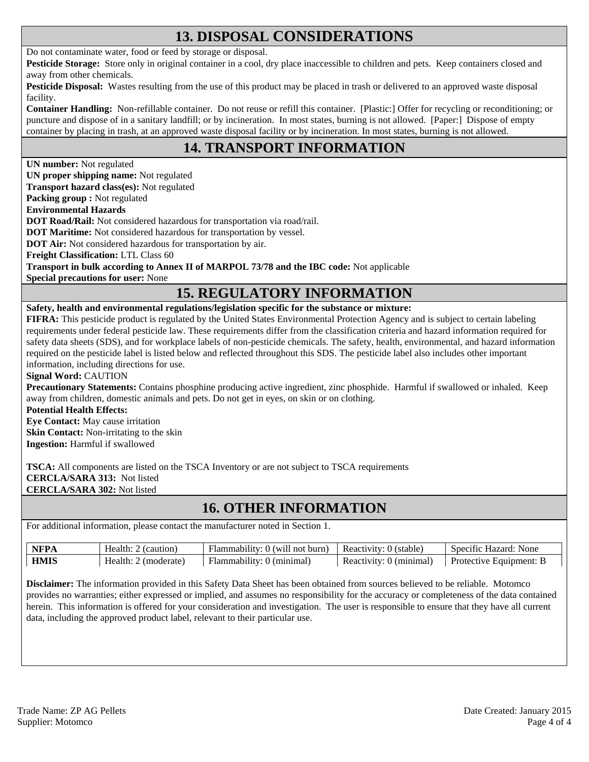## 13. DISPOSAL CONSIDERATIONS

Do not contaminate water, food or feed by storage or disposal.

**Pesticide Storage:** Store only in original container in a cool, dry place inaccessible to children and pets. Keep containers closed and away from other chemicals.

**Pesticide Disposal:** Wastes resulting from the use of this product may be placed in trash or delivered to an approved waste disposal facility.

**Container Handling:** Non-refillable container. Do not reuse or refill this container. [Plastic:] Offer for recycling or reconditioning; or puncture and dispose of in a sanitary landfill; or by incineration. In most states, burning is not allowed. [Paper:] Dispose of empty container by placing in trash, at an approved waste disposal facility or by incineration. In most states, burning is not allowed.

## 14. TRANSPORT INFORMATION

**UN number:** Not regulated
**UN proper shipping name:** Not regulated
**Transport hazard class(es):** Not regulated
**Packing group :** Not regulated
**Environmental Hazards**
**DOT Road/Rail:** Not considered hazardous for transportation via road/rail.
**DOT Maritime:** Not considered hazardous for transportation by vessel.
**DOT Air:** Not considered hazardous for transportation by air.
**Freight Classification:** LTL Class 60
**Transport in bulk according to Annex II of MARPOL 73/78 and the IBC code:** Not applicable
**Special precautions for user:** None

## 15. REGULATORY INFORMATION

**Safety, health and environmental regulations/legislation specific for the substance or mixture:**

**FIFRA:** This pesticide product is regulated by the United States Environmental Protection Agency and is subject to certain labeling requirements under federal pesticide law. These requirements differ from the classification criteria and hazard information required for safety data sheets (SDS), and for workplace labels of non-pesticide chemicals. The safety, health, environmental, and hazard information required on the pesticide label is listed below and reflected throughout this SDS. The pesticide label also includes other important information, including directions for use.

**Signal Word:** CAUTION

**Precautionary Statements:** Contains phosphine producing active ingredient, zinc phosphide. Harmful if swallowed or inhaled. Keep away from children, domestic animals and pets. Do not get in eyes, on skin or on clothing.

**Potential Health Effects:**
**Eye Contact:** May cause irritation
**Skin Contact:** Non-irritating to the skin
**Ingestion:** Harmful if swallowed

**TSCA:** All components are listed on the TSCA Inventory or are not subject to TSCA requirements
**CERCLA/SARA 313:** Not listed
**CERCLA/SARA 302:** Not listed

## 16. OTHER INFORMATION

For additional information, please contact the manufacturer noted in Section 1.

| | | | | |
|---|---|---|---|---|
| **NFPA** | Health: 2 (caution) | Flammability: 0 (will not burn) | Reactivity: 0 (stable) | Specific Hazard: None |
| **HMIS** | Health: 2 (moderate) | Flammability: 0 (minimal) | Reactivity: 0 (minimal) | Protective Equipment: B |

**Disclaimer:** The information provided in this Safety Data Sheet has been obtained from sources believed to be reliable. Motomco provides no warranties; either expressed or implied, and assumes no responsibility for the accuracy or completeness of the data contained herein. This information is offered for your consideration and investigation. The user is responsible to ensure that they have all current data, including the approved product label, relevant to their particular use.